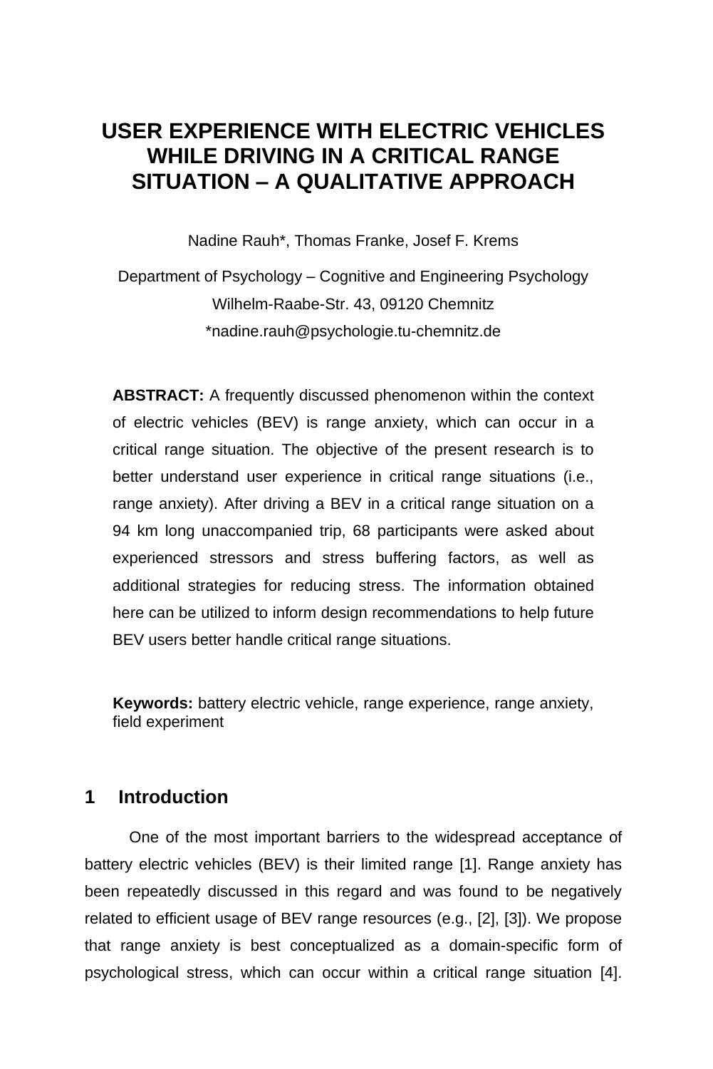# USER EXPERIENCE WITH ELECTRIC VEHICLES WHILE DRIVING IN A CRITICAL RANGE SITUATION – A QUALITATIVE APPROACH

Nadine Rauh*, Thomas Franke, Josef F. Krems

Department of Psychology – Cognitive and Engineering Psychology

Wilhelm-Raabe-Str. 43, 09120 Chemnitz

*nadine.rauh@psychologie.tu-chemnitz.de

**ABSTRACT:** A frequently discussed phenomenon within the context of electric vehicles (BEV) is range anxiety, which can occur in a critical range situation. The objective of the present research is to better understand user experience in critical range situations (i.e., range anxiety). After driving a BEV in a critical range situation on a 94 km long unaccompanied trip, 68 participants were asked about experienced stressors and stress buffering factors, as well as additional strategies for reducing stress. The information obtained here can be utilized to inform design recommendations to help future BEV users better handle critical range situations.

**Keywords:** battery electric vehicle, range experience, range anxiety, field experiment

## 1 Introduction

One of the most important barriers to the widespread acceptance of battery electric vehicles (BEV) is their limited range [1]. Range anxiety has been repeatedly discussed in this regard and was found to be negatively related to efficient usage of BEV range resources (e.g., [2], [3]). We propose that range anxiety is best conceptualized as a domain-specific form of psychological stress, which can occur within a critical range situation [4].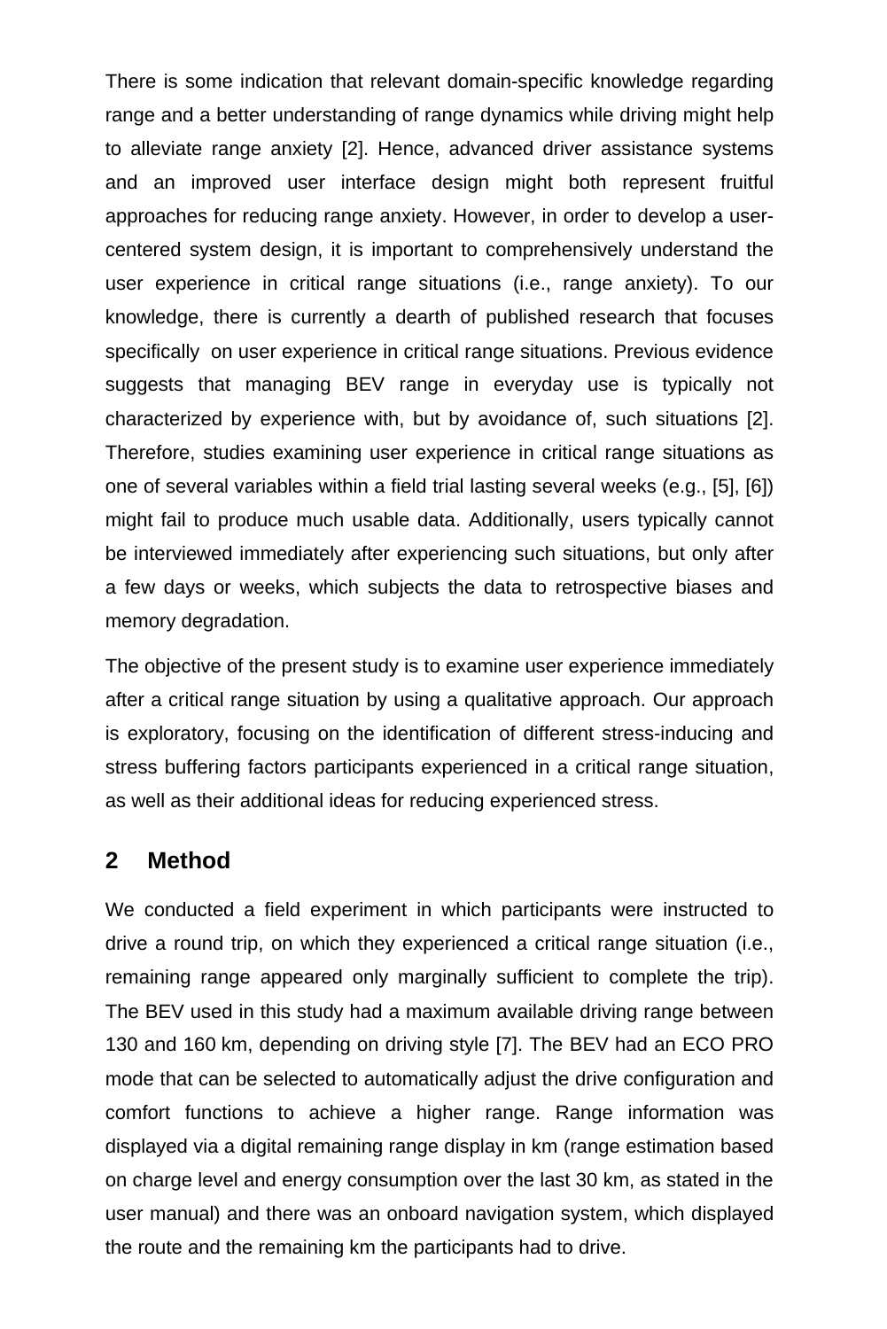There is some indication that relevant domain-specific knowledge regarding range and a better understanding of range dynamics while driving might help to alleviate range anxiety [2]. Hence, advanced driver assistance systems and an improved user interface design might both represent fruitful approaches for reducing range anxiety. However, in order to develop a user-centered system design, it is important to comprehensively understand the user experience in critical range situations (i.e., range anxiety). To our knowledge, there is currently a dearth of published research that focuses specifically on user experience in critical range situations. Previous evidence suggests that managing BEV range in everyday use is typically not characterized by experience with, but by avoidance of, such situations [2]. Therefore, studies examining user experience in critical range situations as one of several variables within a field trial lasting several weeks (e.g., [5], [6]) might fail to produce much usable data. Additionally, users typically cannot be interviewed immediately after experiencing such situations, but only after a few days or weeks, which subjects the data to retrospective biases and memory degradation.

The objective of the present study is to examine user experience immediately after a critical range situation by using a qualitative approach. Our approach is exploratory, focusing on the identification of different stress-inducing and stress buffering factors participants experienced in a critical range situation, as well as their additional ideas for reducing experienced stress.

## 2 Method

We conducted a field experiment in which participants were instructed to drive a round trip, on which they experienced a critical range situation (i.e., remaining range appeared only marginally sufficient to complete the trip). The BEV used in this study had a maximum available driving range between 130 and 160 km, depending on driving style [7]. The BEV had an ECO PRO mode that can be selected to automatically adjust the drive configuration and comfort functions to achieve a higher range. Range information was displayed via a digital remaining range display in km (range estimation based on charge level and energy consumption over the last 30 km, as stated in the user manual) and there was an onboard navigation system, which displayed the route and the remaining km the participants had to drive.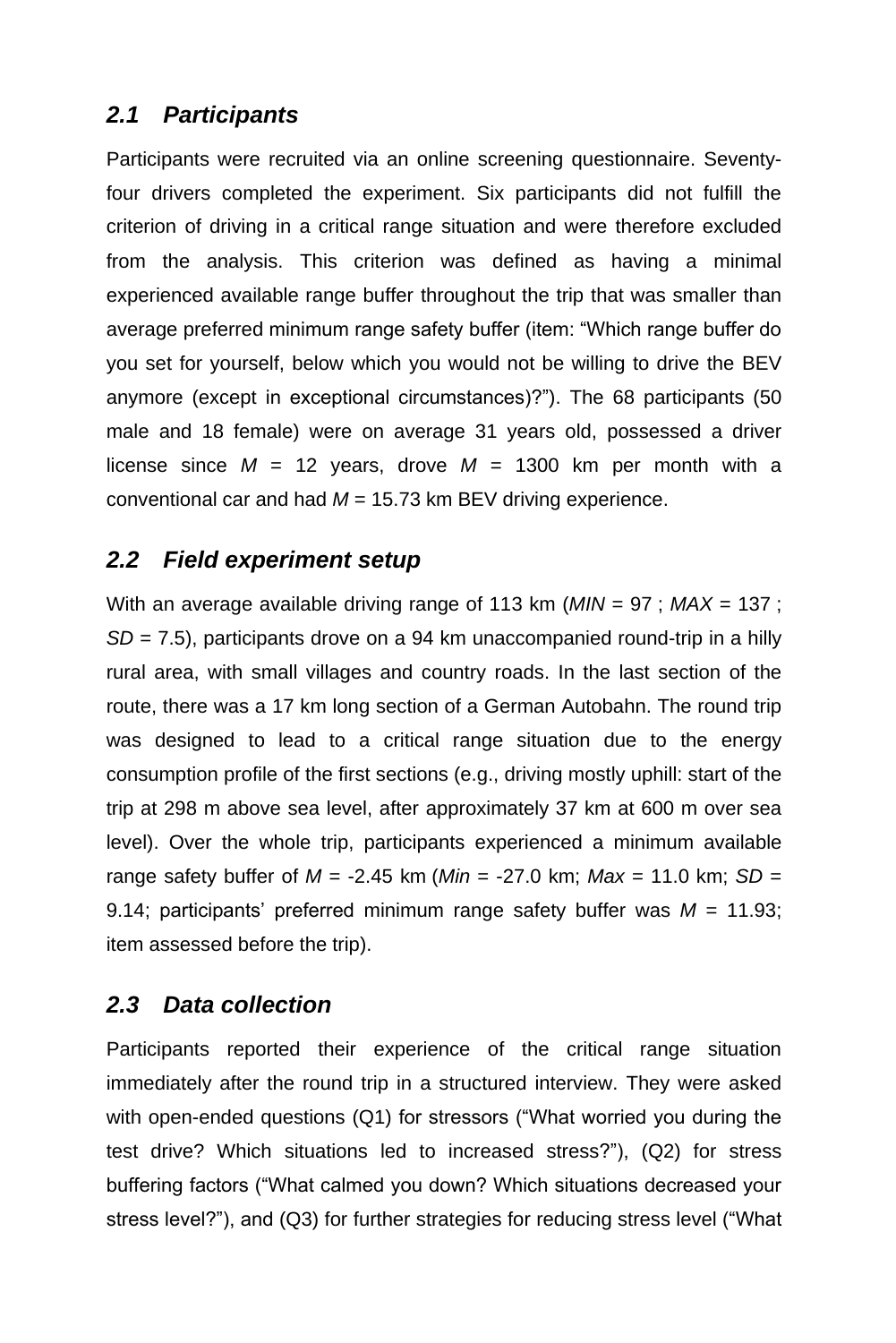### *2.1 Participants*

Participants were recruited via an online screening questionnaire. Seventy-four drivers completed the experiment. Six participants did not fulfill the criterion of driving in a critical range situation and were therefore excluded from the analysis. This criterion was defined as having a minimal experienced available range buffer throughout the trip that was smaller than average preferred minimum range safety buffer (item: "Which range buffer do you set for yourself, below which you would not be willing to drive the BEV anymore (except in exceptional circumstances)?"). The 68 participants (50 male and 18 female) were on average 31 years old, possessed a driver license since *M* = 12 years, drove *M* = 1300 km per month with a conventional car and had *M* = 15.73 km BEV driving experience.

### *2.2 Field experiment setup*

With an average available driving range of 113 km (*MIN* = 97 ; *MAX* = 137 ; *SD* = 7.5), participants drove on a 94 km unaccompanied round-trip in a hilly rural area, with small villages and country roads. In the last section of the route, there was a 17 km long section of a German Autobahn. The round trip was designed to lead to a critical range situation due to the energy consumption profile of the first sections (e.g., driving mostly uphill: start of the trip at 298 m above sea level, after approximately 37 km at 600 m over sea level). Over the whole trip, participants experienced a minimum available range safety buffer of *M* = -2.45 km (*Min* = -27.0 km; *Max* = 11.0 km; *SD* = 9.14; participants' preferred minimum range safety buffer was *M* = 11.93; item assessed before the trip).

### *2.3 Data collection*

Participants reported their experience of the critical range situation immediately after the round trip in a structured interview. They were asked with open-ended questions (Q1) for stressors ("What worried you during the test drive? Which situations led to increased stress?"), (Q2) for stress buffering factors ("What calmed you down? Which situations decreased your stress level?"), and (Q3) for further strategies for reducing stress level ("What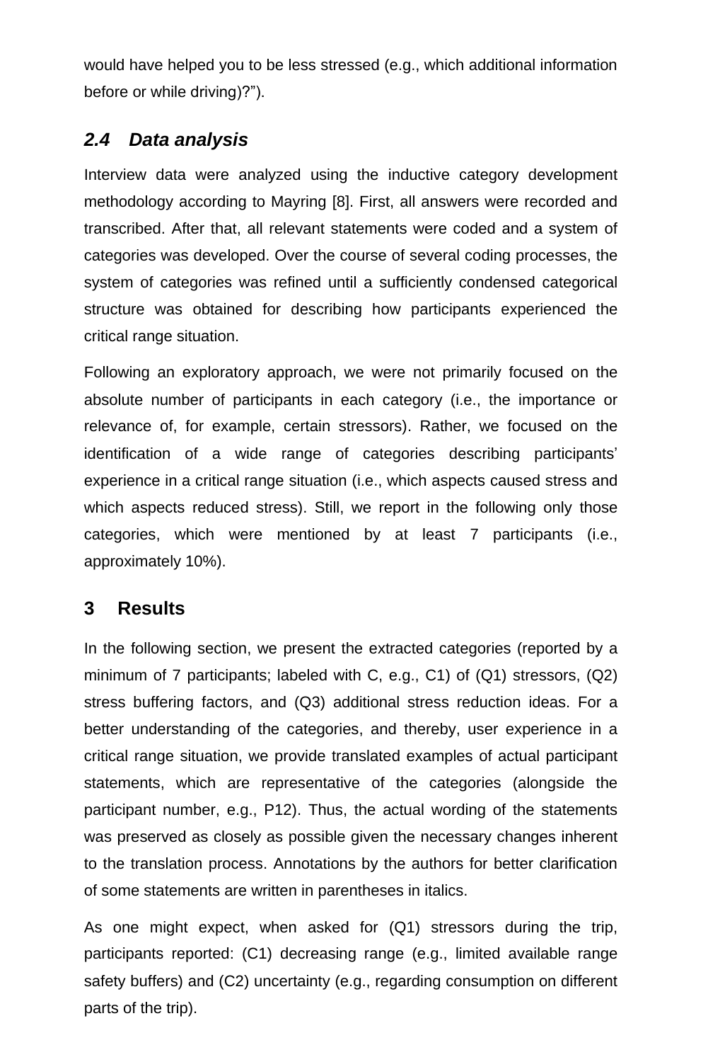would have helped you to be less stressed (e.g., which additional information before or while driving)?").

### 2.4 Data analysis

Interview data were analyzed using the inductive category development methodology according to Mayring [8]. First, all answers were recorded and transcribed. After that, all relevant statements were coded and a system of categories was developed. Over the course of several coding processes, the system of categories was refined until a sufficiently condensed categorical structure was obtained for describing how participants experienced the critical range situation.

Following an exploratory approach, we were not primarily focused on the absolute number of participants in each category (i.e., the importance or relevance of, for example, certain stressors). Rather, we focused on the identification of a wide range of categories describing participants' experience in a critical range situation (i.e., which aspects caused stress and which aspects reduced stress). Still, we report in the following only those categories, which were mentioned by at least 7 participants (i.e., approximately 10%).

## 3 Results

In the following section, we present the extracted categories (reported by a minimum of 7 participants; labeled with C, e.g., C1) of (Q1) stressors, (Q2) stress buffering factors, and (Q3) additional stress reduction ideas. For a better understanding of the categories, and thereby, user experience in a critical range situation, we provide translated examples of actual participant statements, which are representative of the categories (alongside the participant number, e.g., P12). Thus, the actual wording of the statements was preserved as closely as possible given the necessary changes inherent to the translation process. Annotations by the authors for better clarification of some statements are written in parentheses in italics.

As one might expect, when asked for (Q1) stressors during the trip, participants reported: (C1) decreasing range (e.g., limited available range safety buffers) and (C2) uncertainty (e.g., regarding consumption on different parts of the trip).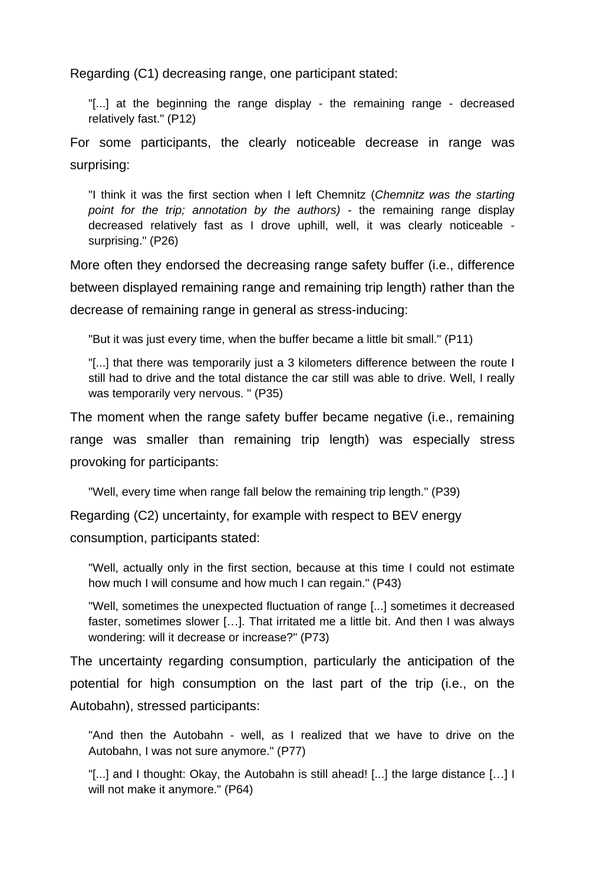Regarding (C1) decreasing range, one participant stated:

> "[...] at the beginning the range display - the remaining range - decreased relatively fast." (P12)

For some participants, the clearly noticeable decrease in range was surprising:

> "I think it was the first section when I left Chemnitz (*Chemnitz was the starting point for the trip; annotation by the authors)* - the remaining range display decreased relatively fast as I drove uphill, well, it was clearly noticeable - surprising." (P26)

More often they endorsed the decreasing range safety buffer (i.e., difference between displayed remaining range and remaining trip length) rather than the decrease of remaining range in general as stress-inducing:

> "But it was just every time, when the buffer became a little bit small." (P11)

> "[...] that there was temporarily just a 3 kilometers difference between the route I still had to drive and the total distance the car still was able to drive. Well, I really was temporarily very nervous. " (P35)

The moment when the range safety buffer became negative (i.e., remaining range was smaller than remaining trip length) was especially stress provoking for participants:

> "Well, every time when range fall below the remaining trip length." (P39)

Regarding (C2) uncertainty, for example with respect to BEV energy consumption, participants stated:

> "Well, actually only in the first section, because at this time I could not estimate how much I will consume and how much I can regain." (P43)

> "Well, sometimes the unexpected fluctuation of range [...] sometimes it decreased faster, sometimes slower […]. That irritated me a little bit. And then I was always wondering: will it decrease or increase?" (P73)

The uncertainty regarding consumption, particularly the anticipation of the potential for high consumption on the last part of the trip (i.e., on the Autobahn), stressed participants:

> "And then the Autobahn - well, as I realized that we have to drive on the Autobahn, I was not sure anymore." (P77)

> "[...] and I thought: Okay, the Autobahn is still ahead! [...] the large distance […] I will not make it anymore." (P64)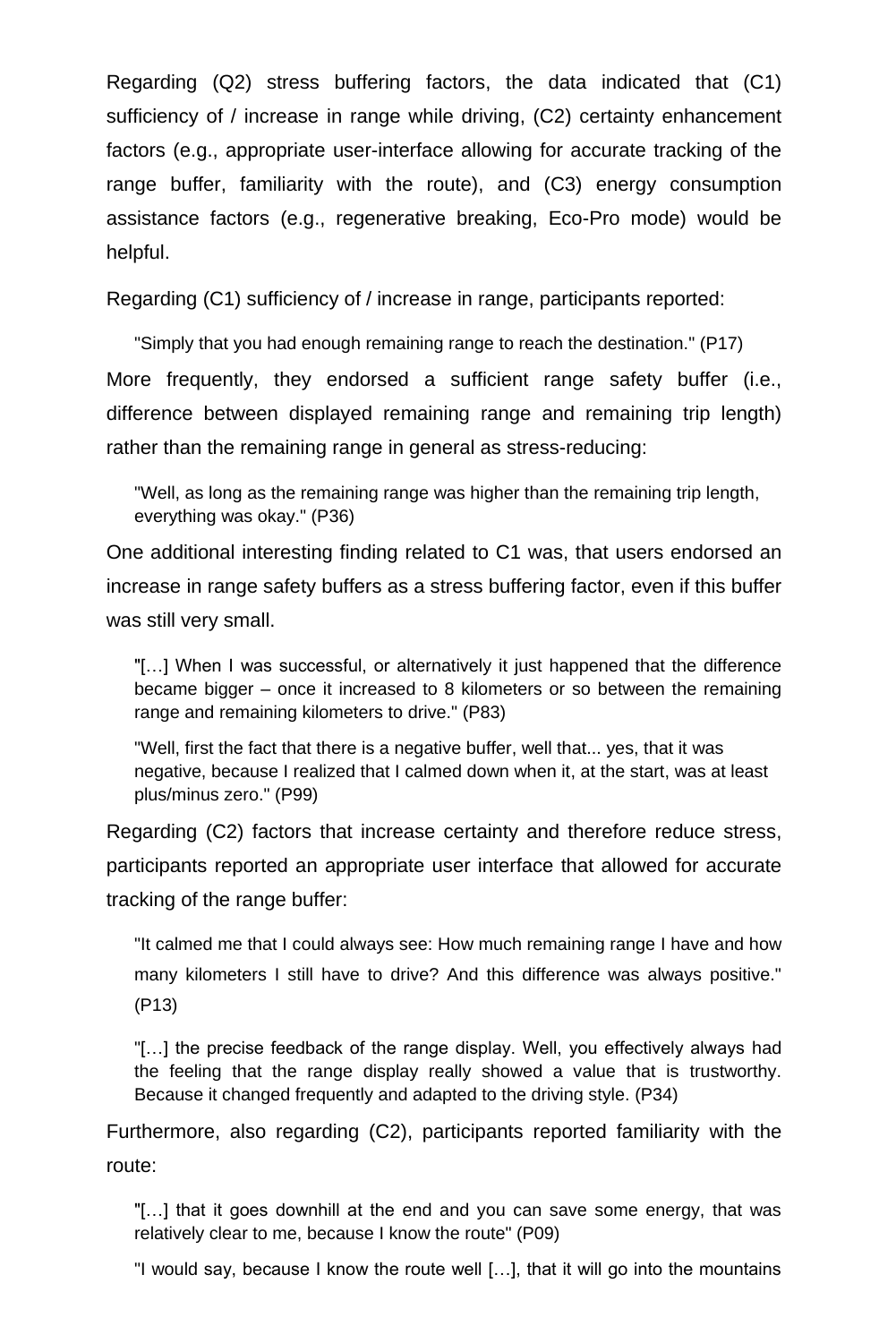Regarding (Q2) stress buffering factors, the data indicated that (C1) sufficiency of / increase in range while driving, (C2) certainty enhancement factors (e.g., appropriate user-interface allowing for accurate tracking of the range buffer, familiarity with the route), and (C3) energy consumption assistance factors (e.g., regenerative breaking, Eco-Pro mode) would be helpful.

Regarding (C1) sufficiency of / increase in range, participants reported:

> "Simply that you had enough remaining range to reach the destination." (P17)

More frequently, they endorsed a sufficient range safety buffer (i.e., difference between displayed remaining range and remaining trip length) rather than the remaining range in general as stress-reducing:

> "Well, as long as the remaining range was higher than the remaining trip length, everything was okay." (P36)

One additional interesting finding related to C1 was, that users endorsed an increase in range safety buffers as a stress buffering factor, even if this buffer was still very small.

> "[…] When I was successful, or alternatively it just happened that the difference became bigger – once it increased to 8 kilometers or so between the remaining range and remaining kilometers to drive." (P83)

> "Well, first the fact that there is a negative buffer, well that... yes, that it was negative, because I realized that I calmed down when it, at the start, was at least plus/minus zero." (P99)

Regarding (C2) factors that increase certainty and therefore reduce stress, participants reported an appropriate user interface that allowed for accurate tracking of the range buffer:

> "It calmed me that I could always see: How much remaining range I have and how many kilometers I still have to drive? And this difference was always positive." (P13)

> "[…] the precise feedback of the range display. Well, you effectively always had the feeling that the range display really showed a value that is trustworthy. Because it changed frequently and adapted to the driving style. (P34)

Furthermore, also regarding (C2), participants reported familiarity with the route:

> "[…] that it goes downhill at the end and you can save some energy, that was relatively clear to me, because I know the route" (P09)

> "I would say, because I know the route well […], that it will go into the mountains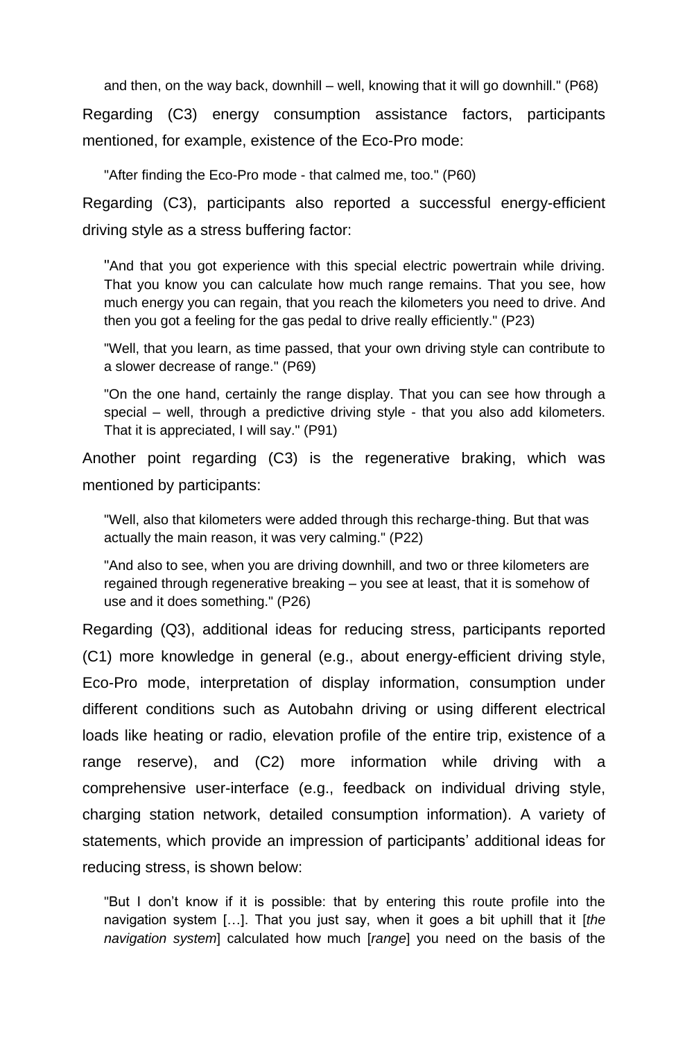> and then, on the way back, downhill – well, knowing that it will go downhill." (P68)

Regarding (C3) energy consumption assistance factors, participants mentioned, for example, existence of the Eco-Pro mode:

> "After finding the Eco-Pro mode - that calmed me, too." (P60)

Regarding (C3), participants also reported a successful energy-efficient driving style as a stress buffering factor:

> "And that you got experience with this special electric powertrain while driving. That you know you can calculate how much range remains. That you see, how much energy you can regain, that you reach the kilometers you need to drive. And then you got a feeling for the gas pedal to drive really efficiently." (P23)

> "Well, that you learn, as time passed, that your own driving style can contribute to a slower decrease of range." (P69)

> "On the one hand, certainly the range display. That you can see how through a special – well, through a predictive driving style - that you also add kilometers. That it is appreciated, I will say." (P91)

Another point regarding (C3) is the regenerative braking, which was mentioned by participants:

> "Well, also that kilometers were added through this recharge-thing. But that was actually the main reason, it was very calming." (P22)

> "And also to see, when you are driving downhill, and two or three kilometers are regained through regenerative breaking – you see at least, that it is somehow of use and it does something." (P26)

Regarding (Q3), additional ideas for reducing stress, participants reported (C1) more knowledge in general (e.g., about energy-efficient driving style, Eco-Pro mode, interpretation of display information, consumption under different conditions such as Autobahn driving or using different electrical loads like heating or radio, elevation profile of the entire trip, existence of a range reserve), and (C2) more information while driving with a comprehensive user-interface (e.g., feedback on individual driving style, charging station network, detailed consumption information). A variety of statements, which provide an impression of participants' additional ideas for reducing stress, is shown below:

> "But I don't know if it is possible: that by entering this route profile into the navigation system […]. That you just say, when it goes a bit uphill that it [*the navigation system*] calculated how much [*range*] you need on the basis of the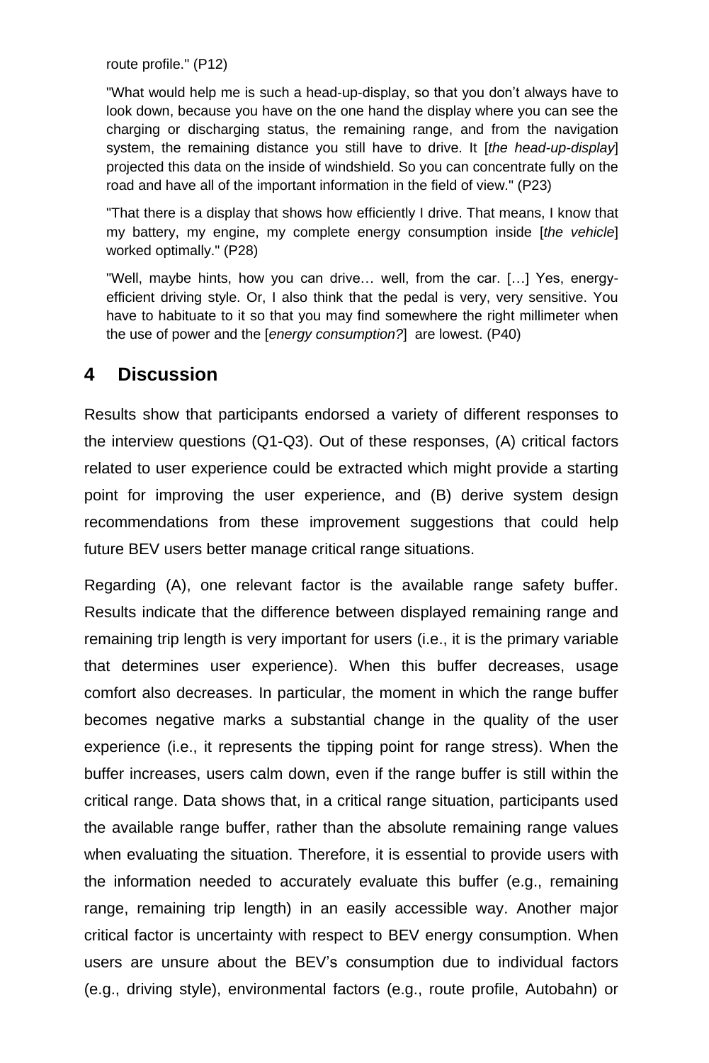route profile." (P12)

"What would help me is such a head-up-display, so that you don't always have to look down, because you have on the one hand the display where you can see the charging or discharging status, the remaining range, and from the navigation system, the remaining distance you still have to drive. It [*the head-up-display*] projected this data on the inside of windshield. So you can concentrate fully on the road and have all of the important information in the field of view." (P23)

"That there is a display that shows how efficiently I drive. That means, I know that my battery, my engine, my complete energy consumption inside [*the vehicle*] worked optimally." (P28)

"Well, maybe hints, how you can drive… well, from the car. […] Yes, energy-efficient driving style. Or, I also think that the pedal is very, very sensitive. You have to habituate to it so that you may find somewhere the right millimeter when the use of power and the [*energy consumption?*] are lowest. (P40)

## 4 Discussion

Results show that participants endorsed a variety of different responses to the interview questions (Q1-Q3). Out of these responses, (A) critical factors related to user experience could be extracted which might provide a starting point for improving the user experience, and (B) derive system design recommendations from these improvement suggestions that could help future BEV users better manage critical range situations.

Regarding (A), one relevant factor is the available range safety buffer. Results indicate that the difference between displayed remaining range and remaining trip length is very important for users (i.e., it is the primary variable that determines user experience). When this buffer decreases, usage comfort also decreases. In particular, the moment in which the range buffer becomes negative marks a substantial change in the quality of the user experience (i.e., it represents the tipping point for range stress). When the buffer increases, users calm down, even if the range buffer is still within the critical range. Data shows that, in a critical range situation, participants used the available range buffer, rather than the absolute remaining range values when evaluating the situation. Therefore, it is essential to provide users with the information needed to accurately evaluate this buffer (e.g., remaining range, remaining trip length) in an easily accessible way. Another major critical factor is uncertainty with respect to BEV energy consumption. When users are unsure about the BEV's consumption due to individual factors (e.g., driving style), environmental factors (e.g., route profile, Autobahn) or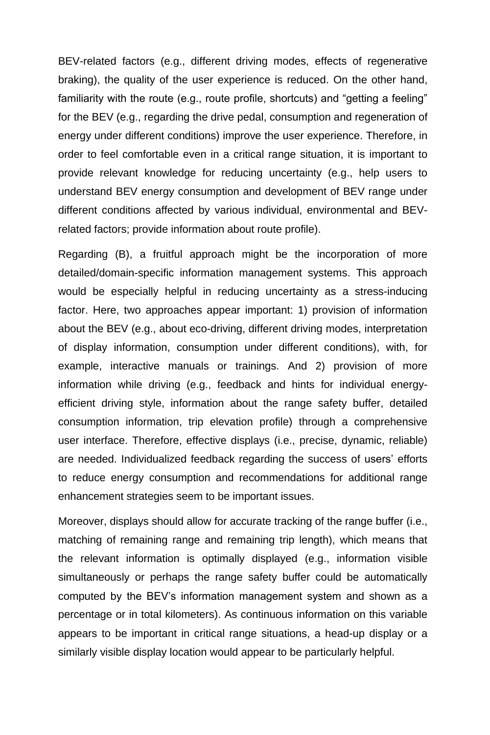BEV-related factors (e.g., different driving modes, effects of regenerative braking), the quality of the user experience is reduced. On the other hand, familiarity with the route (e.g., route profile, shortcuts) and "getting a feeling" for the BEV (e.g., regarding the drive pedal, consumption and regeneration of energy under different conditions) improve the user experience. Therefore, in order to feel comfortable even in a critical range situation, it is important to provide relevant knowledge for reducing uncertainty (e.g., help users to understand BEV energy consumption and development of BEV range under different conditions affected by various individual, environmental and BEV-related factors; provide information about route profile).

Regarding (B), a fruitful approach might be the incorporation of more detailed/domain-specific information management systems. This approach would be especially helpful in reducing uncertainty as a stress-inducing factor. Here, two approaches appear important: 1) provision of information about the BEV (e.g., about eco-driving, different driving modes, interpretation of display information, consumption under different conditions), with, for example, interactive manuals or trainings. And 2) provision of more information while driving (e.g., feedback and hints for individual energy-efficient driving style, information about the range safety buffer, detailed consumption information, trip elevation profile) through a comprehensive user interface. Therefore, effective displays (i.e., precise, dynamic, reliable) are needed. Individualized feedback regarding the success of users' efforts to reduce energy consumption and recommendations for additional range enhancement strategies seem to be important issues.

Moreover, displays should allow for accurate tracking of the range buffer (i.e., matching of remaining range and remaining trip length), which means that the relevant information is optimally displayed (e.g., information visible simultaneously or perhaps the range safety buffer could be automatically computed by the BEV's information management system and shown as a percentage or in total kilometers). As continuous information on this variable appears to be important in critical range situations, a head-up display or a similarly visible display location would appear to be particularly helpful.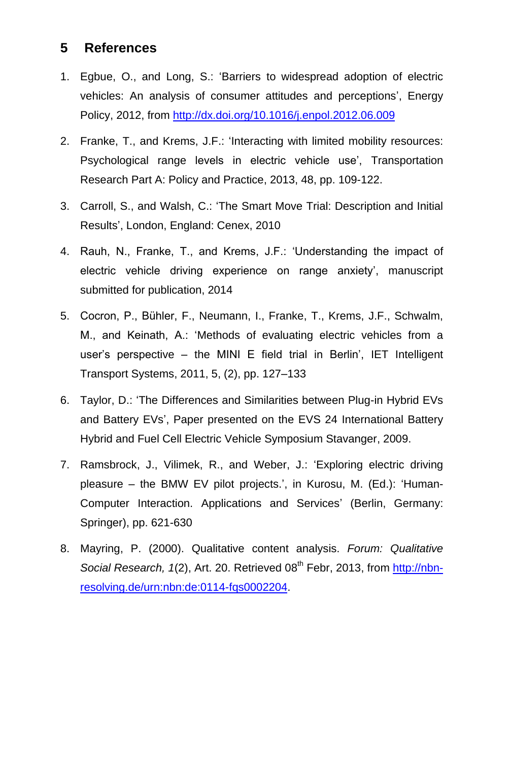## 5 References

1. Egbue, O., and Long, S.: 'Barriers to widespread adoption of electric vehicles: An analysis of consumer attitudes and perceptions', Energy Policy, 2012, from http://dx.doi.org/10.1016/j.enpol.2012.06.009
2. Franke, T., and Krems, J.F.: 'Interacting with limited mobility resources: Psychological range levels in electric vehicle use', Transportation Research Part A: Policy and Practice, 2013, 48, pp. 109-122.
3. Carroll, S., and Walsh, C.: 'The Smart Move Trial: Description and Initial Results', London, England: Cenex, 2010
4. Rauh, N., Franke, T., and Krems, J.F.: 'Understanding the impact of electric vehicle driving experience on range anxiety', manuscript submitted for publication, 2014
5. Cocron, P., Bühler, F., Neumann, I., Franke, T., Krems, J.F., Schwalm, M., and Keinath, A.: 'Methods of evaluating electric vehicles from a user's perspective – the MINI E field trial in Berlin', IET Intelligent Transport Systems, 2011, 5, (2), pp. 127–133
6. Taylor, D.: 'The Differences and Similarities between Plug-in Hybrid EVs and Battery EVs', Paper presented on the EVS 24 International Battery Hybrid and Fuel Cell Electric Vehicle Symposium Stavanger, 2009.
7. Ramsbrock, J., Vilimek, R., and Weber, J.: 'Exploring electric driving pleasure – the BMW EV pilot projects.', in Kurosu, M. (Ed.): 'Human-Computer Interaction. Applications and Services' (Berlin, Germany: Springer), pp. 621-630
8. Mayring, P. (2000). Qualitative content analysis. *Forum: Qualitative Social Research, 1*(2), Art. 20. Retrieved 08th Febr, 2013, from http://nbn-resolving.de/urn:nbn:de:0114-fqs0002204.